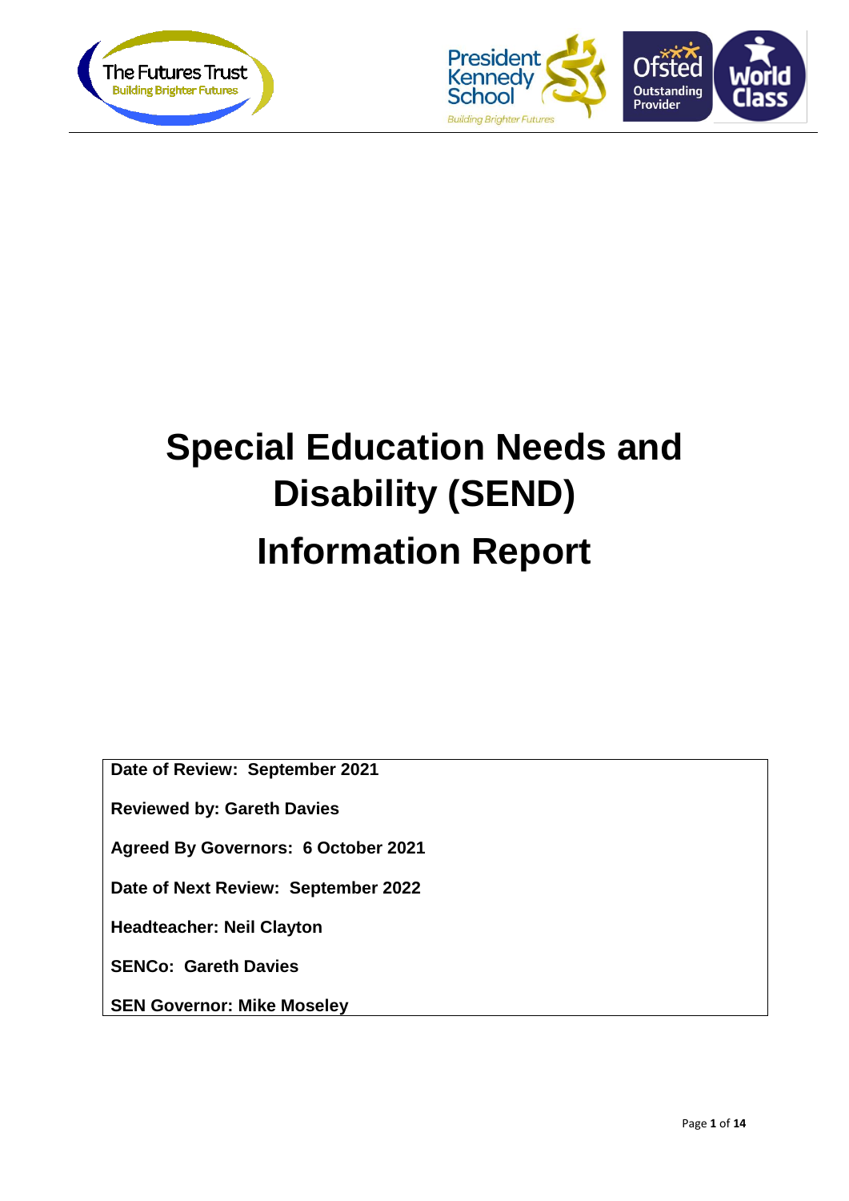# Special Education Needs and Disability (SEND)

# Information Report

**Date of Review: September 2021**

**Reviewed by: Gareth Davies**

**Agreed By Governors: 6 October 2021**

**Date of Next Review: September 2022**

**Headteacher: Neil Clayton**

**SENCo: Gareth Davies**

**SEN Governor: Mike Moseley**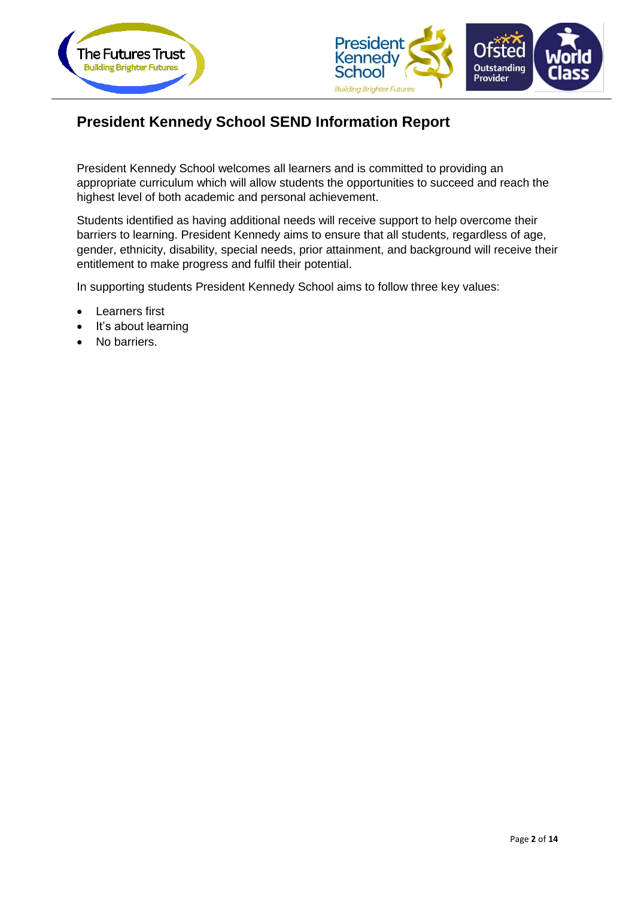# President Kennedy School SEND Information Report

President Kennedy School welcomes all learners and is committed to providing an appropriate curriculum which will allow students the opportunities to succeed and reach the highest level of both academic and personal achievement.

Students identified as having additional needs will receive support to help overcome their barriers to learning. President Kennedy aims to ensure that all students, regardless of age, gender, ethnicity, disability, special needs, prior attainment, and background will receive their entitlement to make progress and fulfil their potential.

In supporting students President Kennedy School aims to follow three key values:

- Learners first
- It's about learning
- No barriers.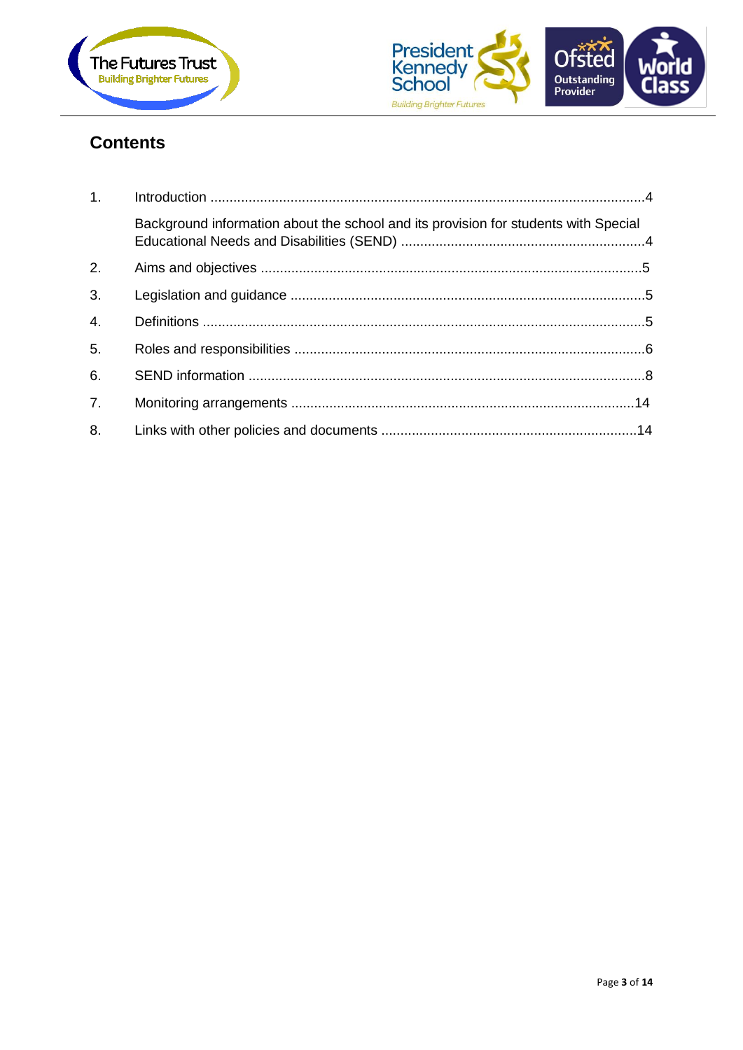## Contents

| | | |
|---|---|---|
| 1. | Introduction | 4 |
| | Background information about the school and its provision for students with Special Educational Needs and Disabilities (SEND) | 4 |
| 2. | Aims and objectives | 5 |
| 3. | Legislation and guidance | 5 |
| 4. | Definitions | 5 |
| 5. | Roles and responsibilities | 6 |
| 6. | SEND information | 8 |
| 7. | Monitoring arrangements | 14 |
| 8. | Links with other policies and documents | 14 |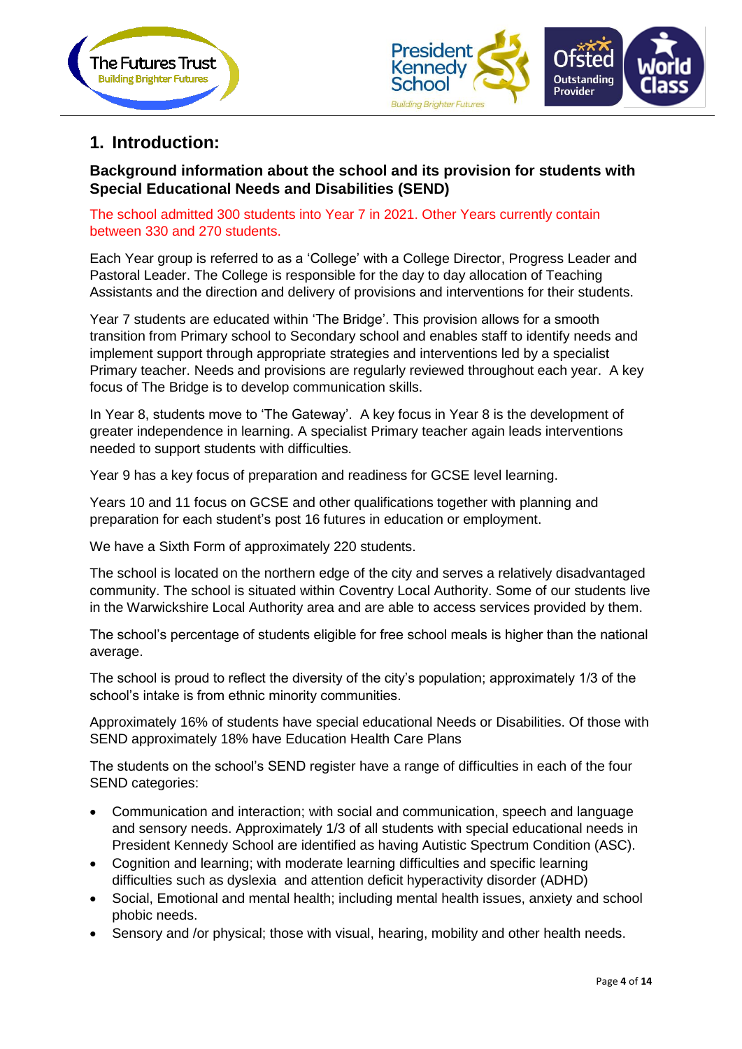## 1. Introduction:

### Background information about the school and its provision for students with Special Educational Needs and Disabilities (SEND)

The school admitted 300 students into Year 7 in 2021. Other Years currently contain between 330 and 270 students.

Each Year group is referred to as a 'College' with a College Director, Progress Leader and Pastoral Leader. The College is responsible for the day to day allocation of Teaching Assistants and the direction and delivery of provisions and interventions for their students.

Year 7 students are educated within 'The Bridge'. This provision allows for a smooth transition from Primary school to Secondary school and enables staff to identify needs and implement support through appropriate strategies and interventions led by a specialist Primary teacher. Needs and provisions are regularly reviewed throughout each year. A key focus of The Bridge is to develop communication skills.

In Year 8, students move to 'The Gateway'. A key focus in Year 8 is the development of greater independence in learning. A specialist Primary teacher again leads interventions needed to support students with difficulties.

Year 9 has a key focus of preparation and readiness for GCSE level learning.

Years 10 and 11 focus on GCSE and other qualifications together with planning and preparation for each student's post 16 futures in education or employment.

We have a Sixth Form of approximately 220 students.

The school is located on the northern edge of the city and serves a relatively disadvantaged community. The school is situated within Coventry Local Authority. Some of our students live in the Warwickshire Local Authority area and are able to access services provided by them.

The school's percentage of students eligible for free school meals is higher than the national average.

The school is proud to reflect the diversity of the city's population; approximately 1/3 of the school's intake is from ethnic minority communities.

Approximately 16% of students have special educational Needs or Disabilities. Of those with SEND approximately 18% have Education Health Care Plans

The students on the school's SEND register have a range of difficulties in each of the four SEND categories:

- Communication and interaction; with social and communication, speech and language and sensory needs. Approximately 1/3 of all students with special educational needs in President Kennedy School are identified as having Autistic Spectrum Condition (ASC).
- Cognition and learning; with moderate learning difficulties and specific learning difficulties such as dyslexia and attention deficit hyperactivity disorder (ADHD)
- Social, Emotional and mental health; including mental health issues, anxiety and school phobic needs.
- Sensory and /or physical; those with visual, hearing, mobility and other health needs.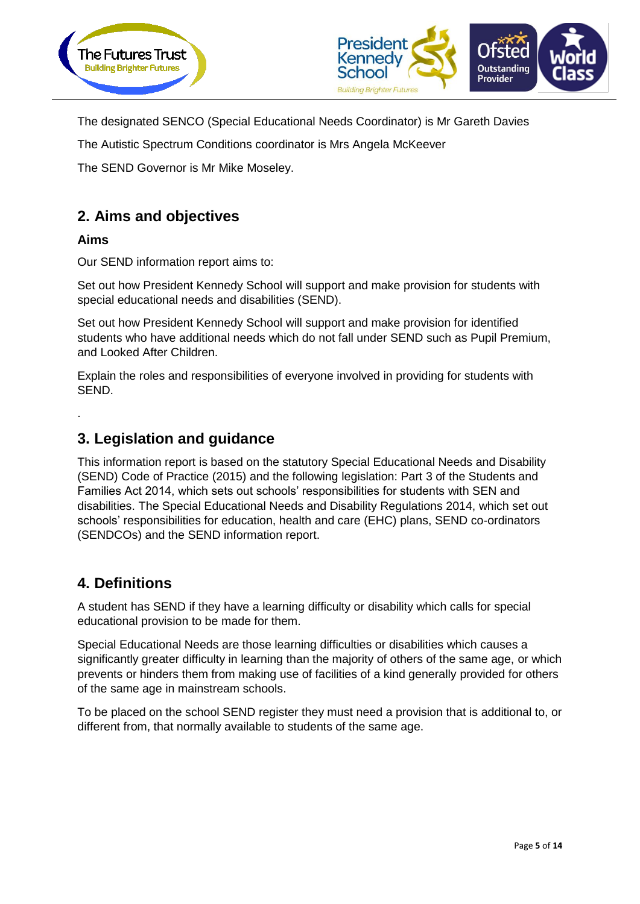The designated SENCO (Special Educational Needs Coordinator) is Mr Gareth Davies

The Autistic Spectrum Conditions coordinator is Mrs Angela McKeever

The SEND Governor is Mr Mike Moseley.

## 2. Aims and objectives

### Aims

Our SEND information report aims to:

Set out how President Kennedy School will support and make provision for students with special educational needs and disabilities (SEND).

Set out how President Kennedy School will support and make provision for identified students who have additional needs which do not fall under SEND such as Pupil Premium, and Looked After Children.

Explain the roles and responsibilities of everyone involved in providing for students with SEND.

.

## 3. Legislation and guidance

This information report is based on the statutory Special Educational Needs and Disability (SEND) Code of Practice (2015) and the following legislation: Part 3 of the Students and Families Act 2014, which sets out schools' responsibilities for students with SEN and disabilities. The Special Educational Needs and Disability Regulations 2014, which set out schools' responsibilities for education, health and care (EHC) plans, SEND co-ordinators (SENDCOs) and the SEND information report.

## 4. Definitions

A student has SEND if they have a learning difficulty or disability which calls for special educational provision to be made for them.

Special Educational Needs are those learning difficulties or disabilities which causes a significantly greater difficulty in learning than the majority of others of the same age, or which prevents or hinders them from making use of facilities of a kind generally provided for others of the same age in mainstream schools.

To be placed on the school SEND register they must need a provision that is additional to, or different from, that normally available to students of the same age.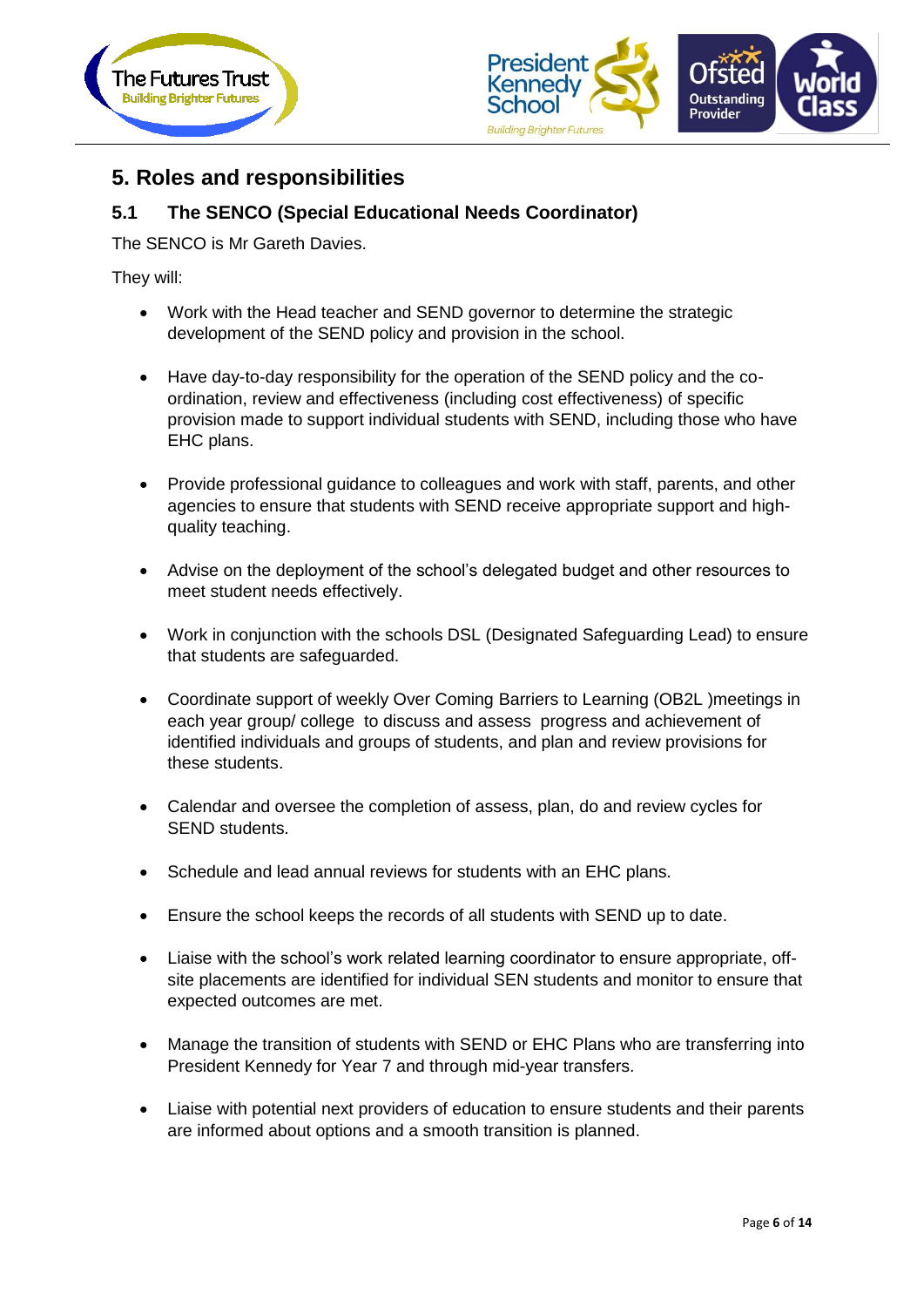## 5. Roles and responsibilities

### 5.1 The SENCO (Special Educational Needs Coordinator)

The SENCO is Mr Gareth Davies.

They will:

- Work with the Head teacher and SEND governor to determine the strategic development of the SEND policy and provision in the school.
- Have day-to-day responsibility for the operation of the SEND policy and the co-ordination, review and effectiveness (including cost effectiveness) of specific provision made to support individual students with SEND, including those who have EHC plans.
- Provide professional guidance to colleagues and work with staff, parents, and other agencies to ensure that students with SEND receive appropriate support and high-quality teaching.
- Advise on the deployment of the school's delegated budget and other resources to meet student needs effectively.
- Work in conjunction with the schools DSL (Designated Safeguarding Lead) to ensure that students are safeguarded.
- Coordinate support of weekly Over Coming Barriers to Learning (OB2L )meetings in each year group/ college to discuss and assess progress and achievement of identified individuals and groups of students, and plan and review provisions for these students.
- Calendar and oversee the completion of assess, plan, do and review cycles for SEND students.
- Schedule and lead annual reviews for students with an EHC plans.
- Ensure the school keeps the records of all students with SEND up to date.
- Liaise with the school's work related learning coordinator to ensure appropriate, off-site placements are identified for individual SEN students and monitor to ensure that expected outcomes are met.
- Manage the transition of students with SEND or EHC Plans who are transferring into President Kennedy for Year 7 and through mid-year transfers.
- Liaise with potential next providers of education to ensure students and their parents are informed about options and a smooth transition is planned.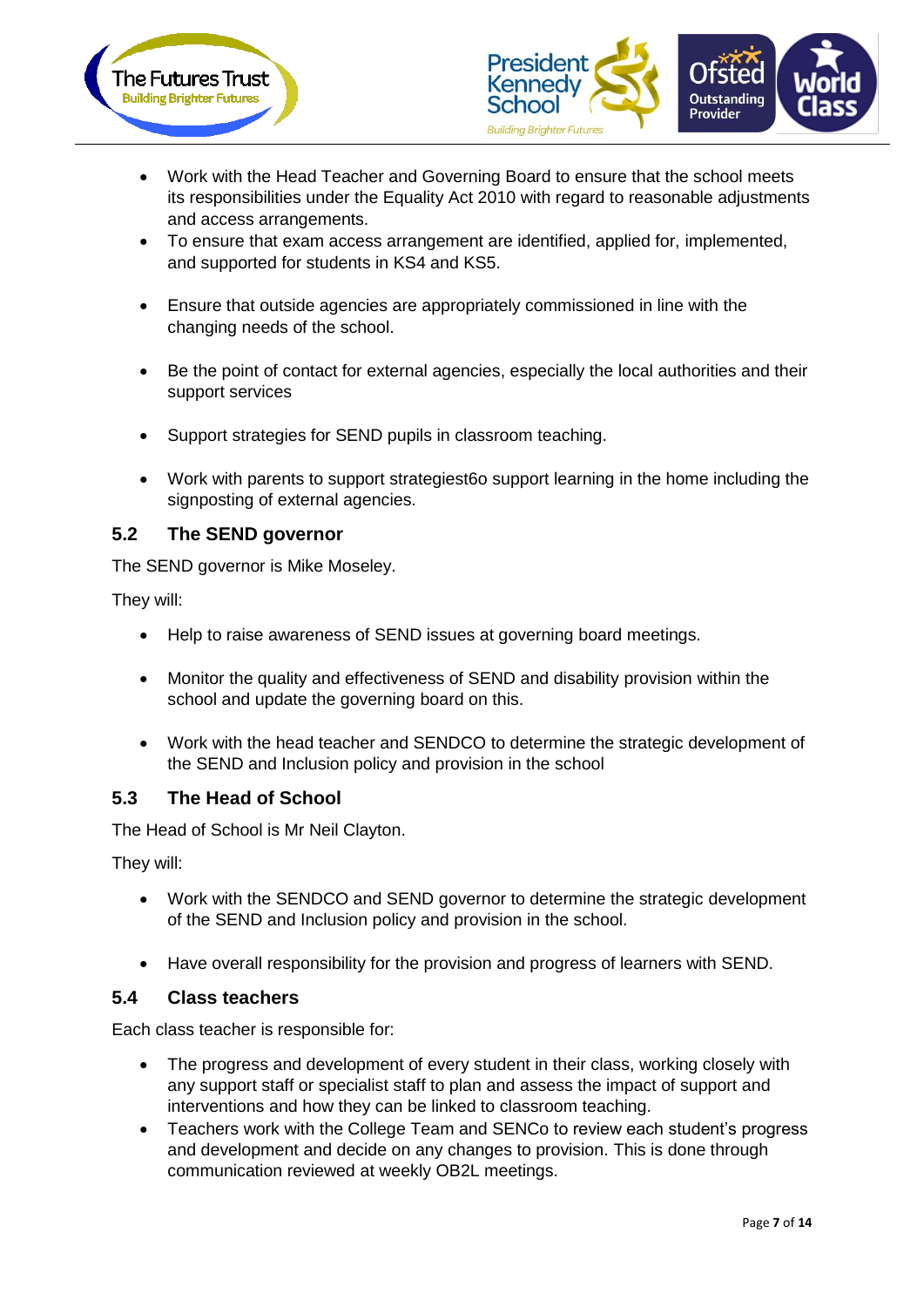- Work with the Head Teacher and Governing Board to ensure that the school meets its responsibilities under the Equality Act 2010 with regard to reasonable adjustments and access arrangements.
- To ensure that exam access arrangement are identified, applied for, implemented, and supported for students in KS4 and KS5.
- Ensure that outside agencies are appropriately commissioned in line with the changing needs of the school.
- Be the point of contact for external agencies, especially the local authorities and their support services
- Support strategies for SEND pupils in classroom teaching.
- Work with parents to support strategiest6o support learning in the home including the signposting of external agencies.

## 5.2 The SEND governor

The SEND governor is Mike Moseley.

They will:

- Help to raise awareness of SEND issues at governing board meetings.
- Monitor the quality and effectiveness of SEND and disability provision within the school and update the governing board on this.
- Work with the head teacher and SENDCO to determine the strategic development of the SEND and Inclusion policy and provision in the school

## 5.3 The Head of School

The Head of School is Mr Neil Clayton.

They will:

- Work with the SENDCO and SEND governor to determine the strategic development of the SEND and Inclusion policy and provision in the school.
- Have overall responsibility for the provision and progress of learners with SEND.

## 5.4 Class teachers

Each class teacher is responsible for:

- The progress and development of every student in their class, working closely with any support staff or specialist staff to plan and assess the impact of support and interventions and how they can be linked to classroom teaching.
- Teachers work with the College Team and SENCo to review each student's progress and development and decide on any changes to provision. This is done through communication reviewed at weekly OB2L meetings.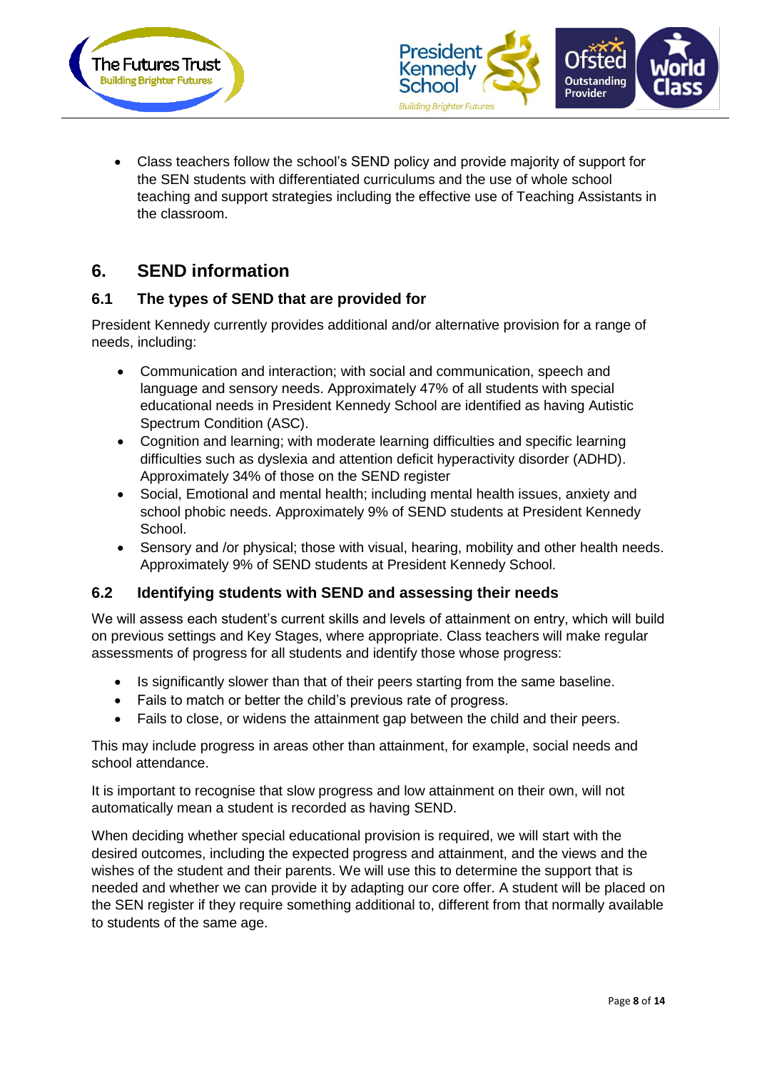- Class teachers follow the school's SEND policy and provide majority of support for the SEN students with differentiated curriculums and the use of whole school teaching and support strategies including the effective use of Teaching Assistants in the classroom.

## 6. SEND information

### 6.1 The types of SEND that are provided for

President Kennedy currently provides additional and/or alternative provision for a range of needs, including:

- Communication and interaction; with social and communication, speech and language and sensory needs. Approximately 47% of all students with special educational needs in President Kennedy School are identified as having Autistic Spectrum Condition (ASC).
- Cognition and learning; with moderate learning difficulties and specific learning difficulties such as dyslexia and attention deficit hyperactivity disorder (ADHD). Approximately 34% of those on the SEND register
- Social, Emotional and mental health; including mental health issues, anxiety and school phobic needs. Approximately 9% of SEND students at President Kennedy School.
- Sensory and /or physical; those with visual, hearing, mobility and other health needs. Approximately 9% of SEND students at President Kennedy School.

### 6.2 Identifying students with SEND and assessing their needs

We will assess each student's current skills and levels of attainment on entry, which will build on previous settings and Key Stages, where appropriate. Class teachers will make regular assessments of progress for all students and identify those whose progress:

- Is significantly slower than that of their peers starting from the same baseline.
- Fails to match or better the child's previous rate of progress.
- Fails to close, or widens the attainment gap between the child and their peers.

This may include progress in areas other than attainment, for example, social needs and school attendance.

It is important to recognise that slow progress and low attainment on their own, will not automatically mean a student is recorded as having SEND.

When deciding whether special educational provision is required, we will start with the desired outcomes, including the expected progress and attainment, and the views and the wishes of the student and their parents. We will use this to determine the support that is needed and whether we can provide it by adapting our core offer. A student will be placed on the SEN register if they require something additional to, different from that normally available to students of the same age.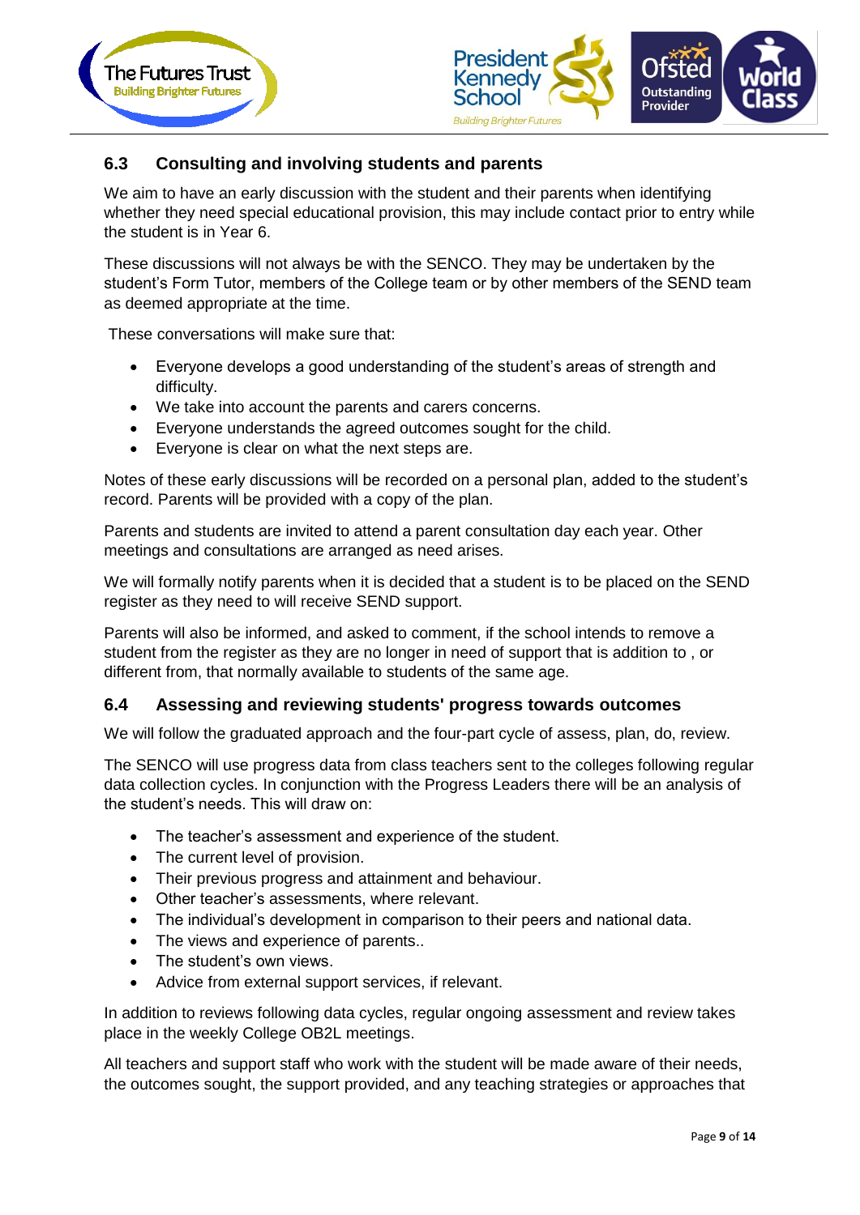### 6.3 Consulting and involving students and parents

We aim to have an early discussion with the student and their parents when identifying whether they need special educational provision, this may include contact prior to entry while the student is in Year 6.

These discussions will not always be with the SENCO. They may be undertaken by the student's Form Tutor, members of the College team or by other members of the SEND team as deemed appropriate at the time.

These conversations will make sure that:

- Everyone develops a good understanding of the student's areas of strength and difficulty.
- We take into account the parents and carers concerns.
- Everyone understands the agreed outcomes sought for the child.
- Everyone is clear on what the next steps are.

Notes of these early discussions will be recorded on a personal plan, added to the student's record. Parents will be provided with a copy of the plan.

Parents and students are invited to attend a parent consultation day each year. Other meetings and consultations are arranged as need arises.

We will formally notify parents when it is decided that a student is to be placed on the SEND register as they need to will receive SEND support.

Parents will also be informed, and asked to comment, if the school intends to remove a student from the register as they are no longer in need of support that is addition to , or different from, that normally available to students of the same age.

### 6.4 Assessing and reviewing students' progress towards outcomes

We will follow the graduated approach and the four-part cycle of assess, plan, do, review.

The SENCO will use progress data from class teachers sent to the colleges following regular data collection cycles. In conjunction with the Progress Leaders there will be an analysis of the student's needs. This will draw on:

- The teacher's assessment and experience of the student.
- The current level of provision.
- Their previous progress and attainment and behaviour.
- Other teacher's assessments, where relevant.
- The individual's development in comparison to their peers and national data.
- The views and experience of parents..
- The student's own views.
- Advice from external support services, if relevant.

In addition to reviews following data cycles, regular ongoing assessment and review takes place in the weekly College OB2L meetings.

All teachers and support staff who work with the student will be made aware of their needs, the outcomes sought, the support provided, and any teaching strategies or approaches that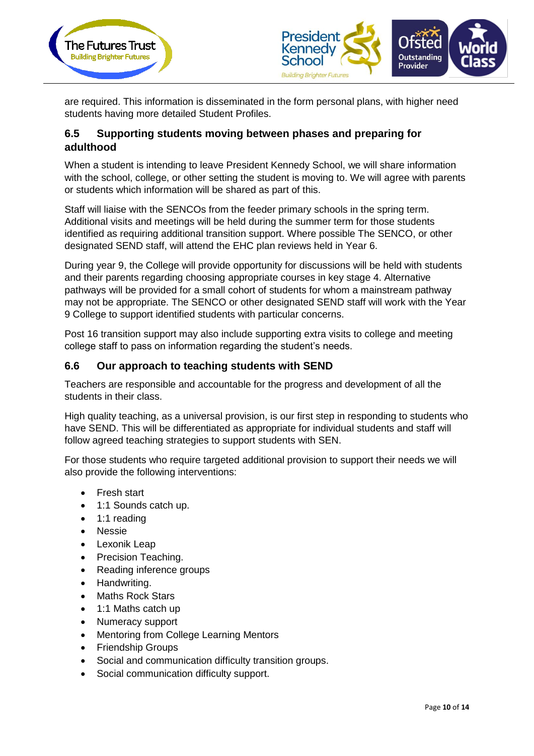are required. This information is disseminated in the form personal plans, with higher need students having more detailed Student Profiles.

### 6.5 Supporting students moving between phases and preparing for adulthood

When a student is intending to leave President Kennedy School, we will share information with the school, college, or other setting the student is moving to. We will agree with parents or students which information will be shared as part of this.

Staff will liaise with the SENCOs from the feeder primary schools in the spring term. Additional visits and meetings will be held during the summer term for those students identified as requiring additional transition support. Where possible The SENCO, or other designated SEND staff, will attend the EHC plan reviews held in Year 6.

During year 9, the College will provide opportunity for discussions will be held with students and their parents regarding choosing appropriate courses in key stage 4. Alternative pathways will be provided for a small cohort of students for whom a mainstream pathway may not be appropriate. The SENCO or other designated SEND staff will work with the Year 9 College to support identified students with particular concerns.

Post 16 transition support may also include supporting extra visits to college and meeting college staff to pass on information regarding the student's needs.

### 6.6 Our approach to teaching students with SEND

Teachers are responsible and accountable for the progress and development of all the students in their class.

High quality teaching, as a universal provision, is our first step in responding to students who have SEND. This will be differentiated as appropriate for individual students and staff will follow agreed teaching strategies to support students with SEN.

For those students who require targeted additional provision to support their needs we will also provide the following interventions:

- Fresh start
- 1:1 Sounds catch up.
- 1:1 reading
- Nessie
- Lexonik Leap
- Precision Teaching.
- Reading inference groups
- Handwriting.
- Maths Rock Stars
- 1:1 Maths catch up
- Numeracy support
- Mentoring from College Learning Mentors
- Friendship Groups
- Social and communication difficulty transition groups.
- Social communication difficulty support.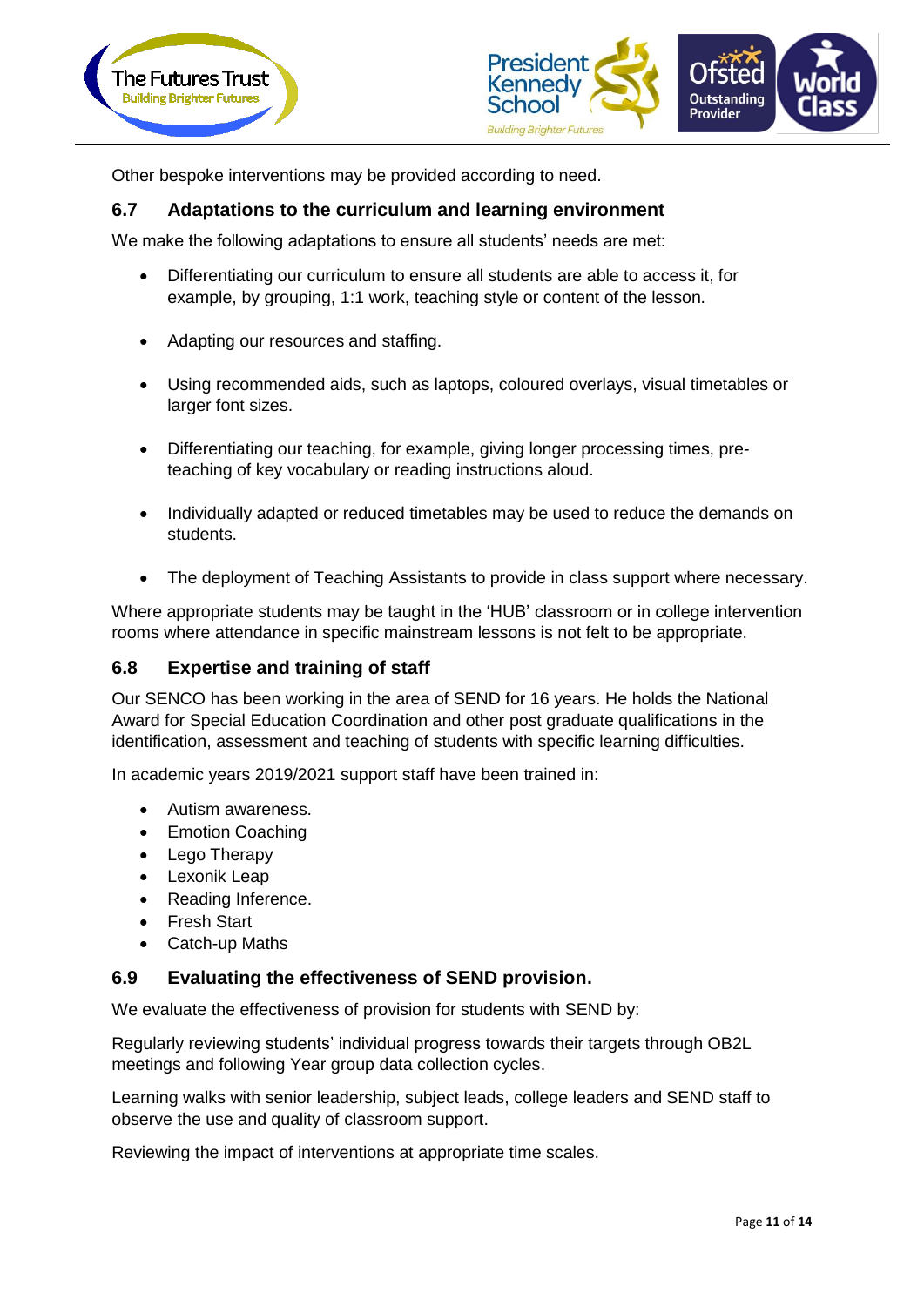Other bespoke interventions may be provided according to need.

### 6.7 Adaptations to the curriculum and learning environment

We make the following adaptations to ensure all students' needs are met:

- Differentiating our curriculum to ensure all students are able to access it, for example, by grouping, 1:1 work, teaching style or content of the lesson.
- Adapting our resources and staffing.
- Using recommended aids, such as laptops, coloured overlays, visual timetables or larger font sizes.
- Differentiating our teaching, for example, giving longer processing times, pre-teaching of key vocabulary or reading instructions aloud.
- Individually adapted or reduced timetables may be used to reduce the demands on students.
- The deployment of Teaching Assistants to provide in class support where necessary.

Where appropriate students may be taught in the 'HUB' classroom or in college intervention rooms where attendance in specific mainstream lessons is not felt to be appropriate.

### 6.8 Expertise and training of staff

Our SENCO has been working in the area of SEND for 16 years. He holds the National Award for Special Education Coordination and other post graduate qualifications in the identification, assessment and teaching of students with specific learning difficulties.

In academic years 2019/2021 support staff have been trained in:

- Autism awareness.
- Emotion Coaching
- Lego Therapy
- Lexonik Leap
- Reading Inference.
- Fresh Start
- Catch-up Maths

### 6.9 Evaluating the effectiveness of SEND provision.

We evaluate the effectiveness of provision for students with SEND by:

Regularly reviewing students' individual progress towards their targets through OB2L meetings and following Year group data collection cycles.

Learning walks with senior leadership, subject leads, college leaders and SEND staff to observe the use and quality of classroom support.

Reviewing the impact of interventions at appropriate time scales.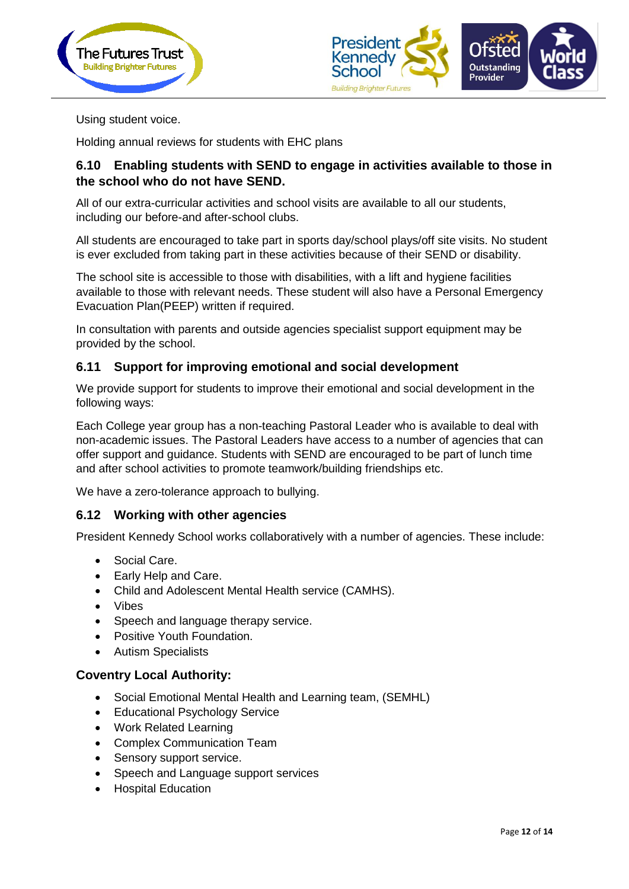Using student voice.

Holding annual reviews for students with EHC plans

### 6.10 Enabling students with SEND to engage in activities available to those in the school who do not have SEND.

All of our extra-curricular activities and school visits are available to all our students, including our before-and after-school clubs.

All students are encouraged to take part in sports day/school plays/off site visits. No student is ever excluded from taking part in these activities because of their SEND or disability.

The school site is accessible to those with disabilities, with a lift and hygiene facilities available to those with relevant needs. These student will also have a Personal Emergency Evacuation Plan(PEEP) written if required.

In consultation with parents and outside agencies specialist support equipment may be provided by the school.

### 6.11 Support for improving emotional and social development

We provide support for students to improve their emotional and social development in the following ways:

Each College year group has a non-teaching Pastoral Leader who is available to deal with non-academic issues. The Pastoral Leaders have access to a number of agencies that can offer support and guidance. Students with SEND are encouraged to be part of lunch time and after school activities to promote teamwork/building friendships etc.

We have a zero-tolerance approach to bullying.

### 6.12 Working with other agencies

President Kennedy School works collaboratively with a number of agencies. These include:

- Social Care.
- Early Help and Care.
- Child and Adolescent Mental Health service (CAMHS).
- Vibes
- Speech and language therapy service.
- Positive Youth Foundation.
- Autism Specialists

**Coventry Local Authority:**

- Social Emotional Mental Health and Learning team, (SEMHL)
- Educational Psychology Service
- Work Related Learning
- Complex Communication Team
- Sensory support service.
- Speech and Language support services
- Hospital Education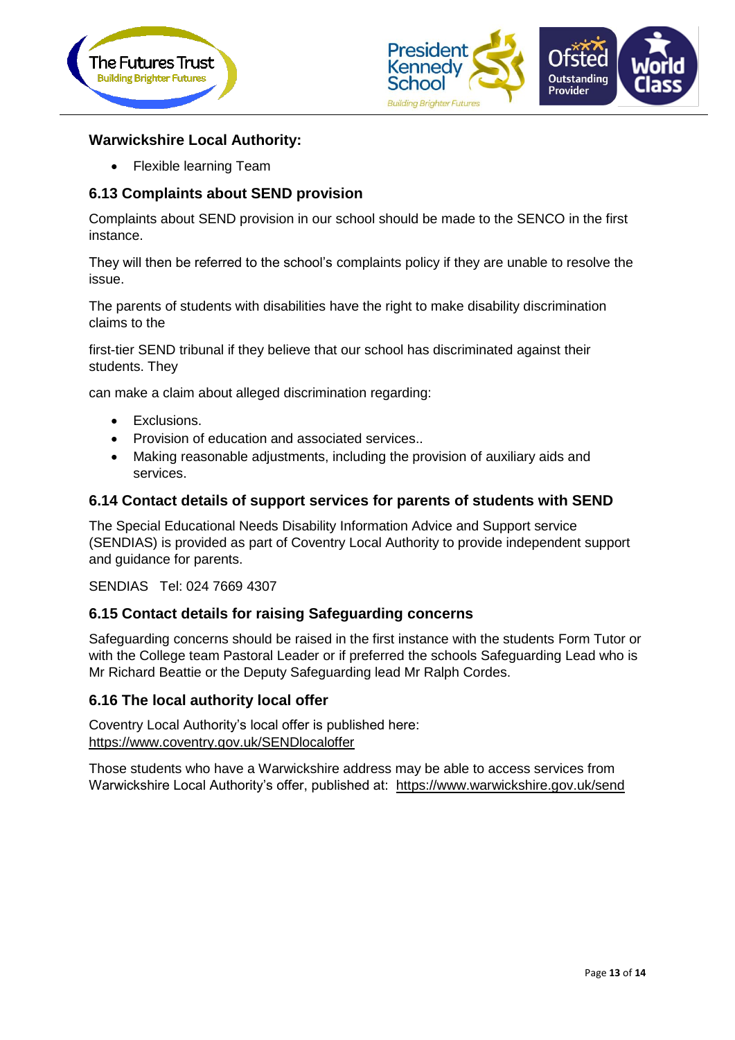**Warwickshire Local Authority:**

- Flexible learning Team

### 6.13 Complaints about SEND provision

Complaints about SEND provision in our school should be made to the SENCO in the first instance.

They will then be referred to the school's complaints policy if they are unable to resolve the issue.

The parents of students with disabilities have the right to make disability discrimination claims to the

first-tier SEND tribunal if they believe that our school has discriminated against their students. They

can make a claim about alleged discrimination regarding:

- Exclusions.
- Provision of education and associated services..
- Making reasonable adjustments, including the provision of auxiliary aids and services.

### 6.14 Contact details of support services for parents of students with SEND

The Special Educational Needs Disability Information Advice and Support service (SENDIAS) is provided as part of Coventry Local Authority to provide independent support and guidance for parents.

SENDIAS Tel: 024 7669 4307

### 6.15 Contact details for raising Safeguarding concerns

Safeguarding concerns should be raised in the first instance with the students Form Tutor or with the College team Pastoral Leader or if preferred the schools Safeguarding Lead who is Mr Richard Beattie or the Deputy Safeguarding lead Mr Ralph Cordes.

### 6.16 The local authority local offer

Coventry Local Authority's local offer is published here:
https://www.coventry.gov.uk/SENDlocaloffer

Those students who have a Warwickshire address may be able to access services from Warwickshire Local Authority's offer, published at: https://www.warwickshire.gov.uk/send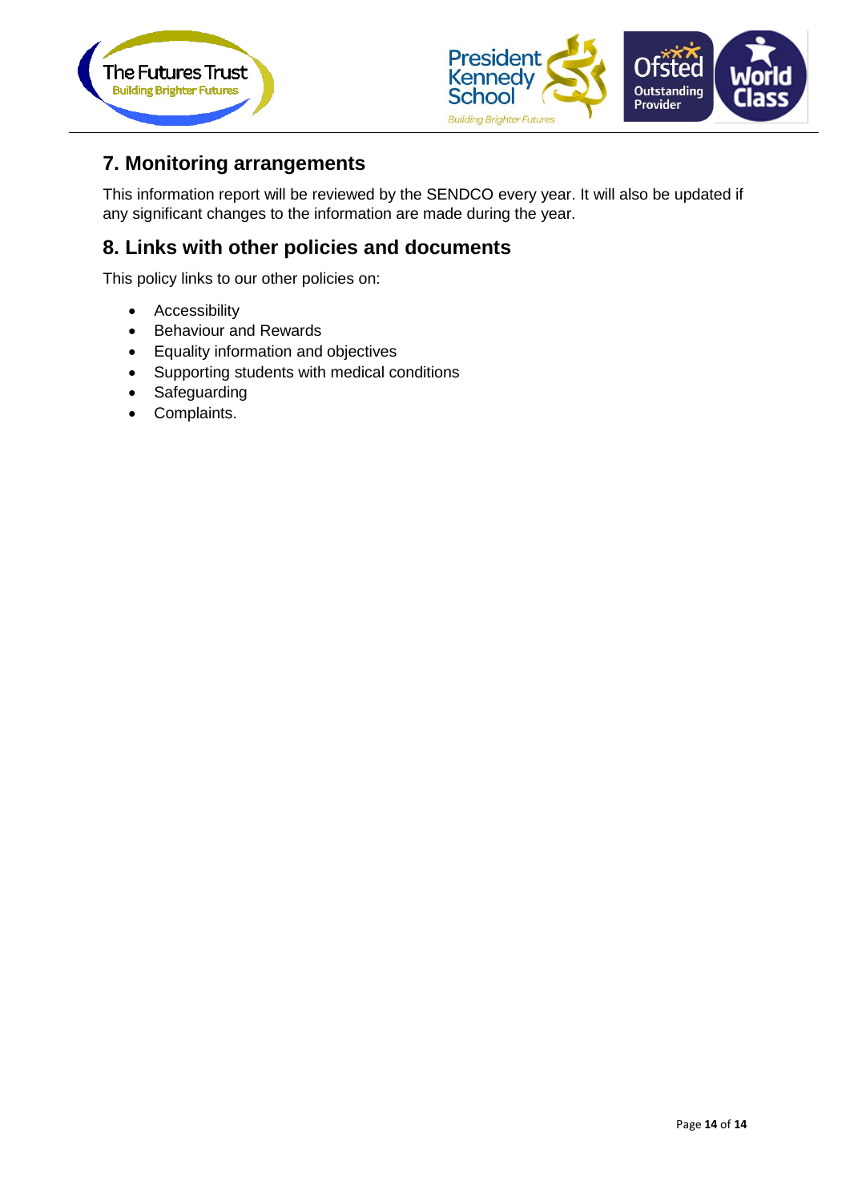## 7. Monitoring arrangements

This information report will be reviewed by the SENDCO every year. It will also be updated if any significant changes to the information are made during the year.

## 8. Links with other policies and documents

This policy links to our other policies on:

- Accessibility
- Behaviour and Rewards
- Equality information and objectives
- Supporting students with medical conditions
- Safeguarding
- Complaints.